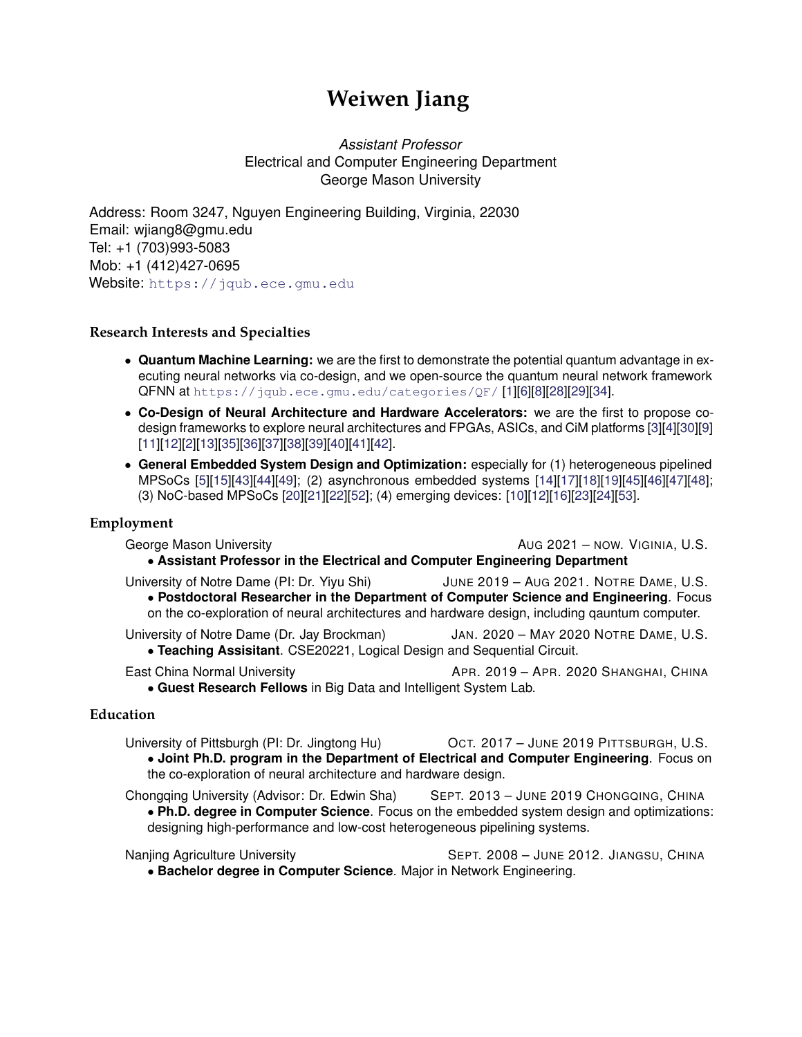# Weiwen Jiang

*Assistant Professor*
Electrical and Computer Engineering Department
George Mason University

Address: Room 3247, Nguyen Engineering Building, Virginia, 22030
Email: wjiang8@gmu.edu
Tel: +1 (703)993-5083
Mob: +1 (412)427-0695
Website: https://jqub.ece.gmu.edu

## Research Interests and Specialties

- **Quantum Machine Learning:** we are the first to demonstrate the potential quantum advantage in executing neural networks via co-design, and we open-source the quantum neural network framework QFNN at https://jqub.ece.gmu.edu/categories/QF/ [1][6][8][28][29][34].
- **Co-Design of Neural Architecture and Hardware Accelerators:** we are the first to propose co-design frameworks to explore neural architectures and FPGAs, ASICs, and CiM platforms [3][4][30][9][11][12][2][13][35][36][37][38][39][40][41][42].
- **General Embedded System Design and Optimization:** especially for (1) heterogeneous pipelined MPSoCs [5][15][43][44][49]; (2) asynchronous embedded systems [14][17][18][19][45][46][47][48]; (3) NoC-based MPSoCs [20][21][22][52]; (4) emerging devices: [10][12][16][23][24][53].

## Employment

George Mason University — AUG 2021 – NOW. VIGINIA, U.S.
- **Assistant Professor in the Electrical and Computer Engineering Department**

University of Notre Dame (PI: Dr. Yiyu Shi) — JUNE 2019 – AUG 2021. NOTRE DAME, U.S.
- **Postdoctoral Researcher in the Department of Computer Science and Engineering**. Focus on the co-exploration of neural architectures and hardware design, including qauntum computer.

University of Notre Dame (Dr. Jay Brockman) — JAN. 2020 – MAY 2020 NOTRE DAME, U.S.
- **Teaching Assisitant**. CSE20221, Logical Design and Sequential Circuit.

East China Normal University — APR. 2019 – APR. 2020 SHANGHAI, CHINA
- **Guest Research Fellows** in Big Data and Intelligent System Lab.

## Education

University of Pittsburgh (PI: Dr. Jingtong Hu) — OCT. 2017 – JUNE 2019 PITTSBURGH, U.S.
- **Joint Ph.D. program in the Department of Electrical and Computer Engineering**. Focus on the co-exploration of neural architecture and hardware design.

Chongqing University (Advisor: Dr. Edwin Sha) — SEPT. 2013 – JUNE 2019 CHONGQING, CHINA
- **Ph.D. degree in Computer Science**. Focus on the embedded system design and optimizations: designing high-performance and low-cost heterogeneous pipelining systems.

Nanjing Agriculture University — SEPT. 2008 – JUNE 2012. JIANGSU, CHINA
- **Bachelor degree in Computer Science**. Major in Network Engineering.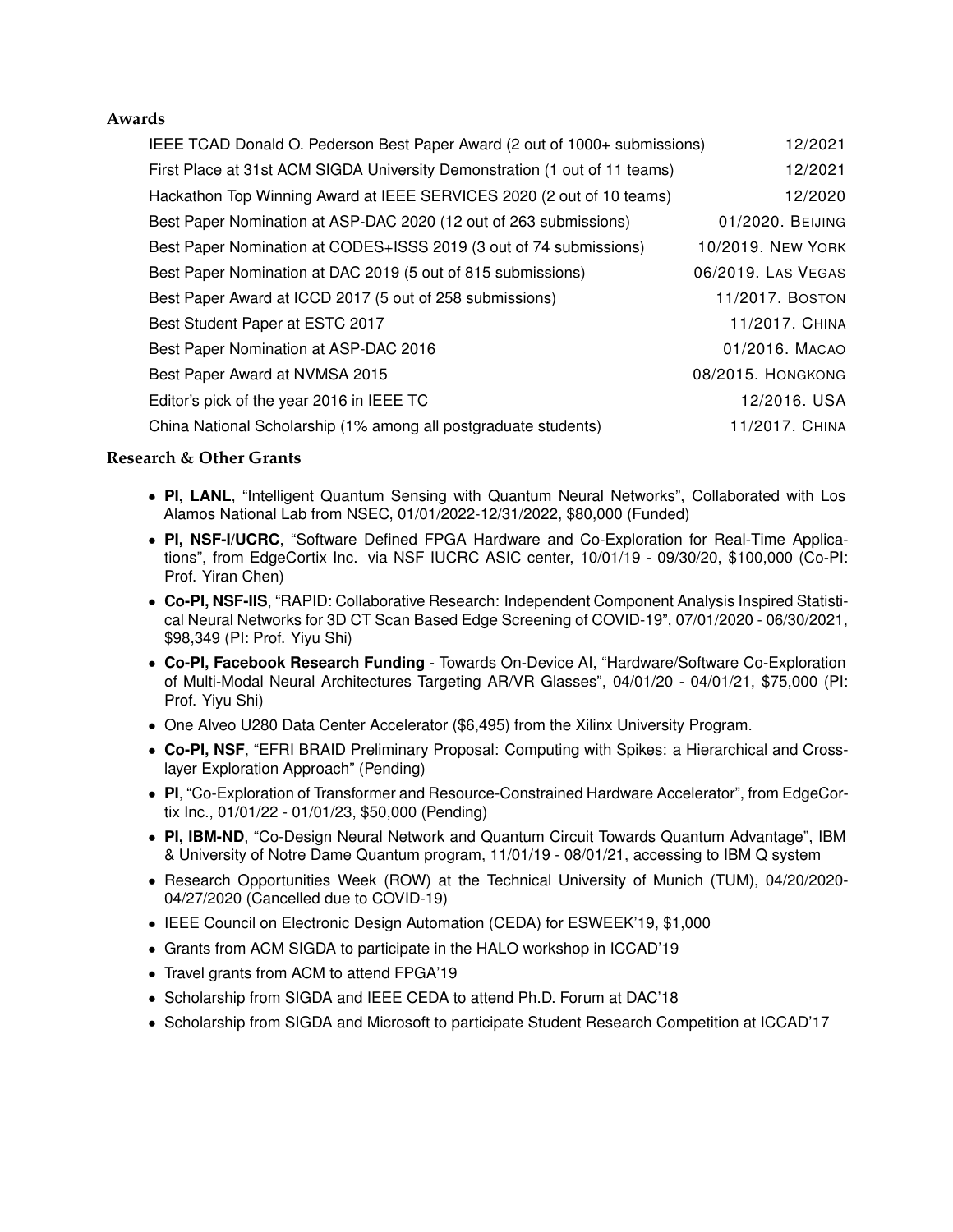## Awards

| | |
|---|---|
| IEEE TCAD Donald O. Pederson Best Paper Award (2 out of 1000+ submissions) | 12/2021 |
| First Place at 31st ACM SIGDA University Demonstration (1 out of 11 teams) | 12/2021 |
| Hackathon Top Winning Award at IEEE SERVICES 2020 (2 out of 10 teams) | 12/2020 |
| Best Paper Nomination at ASP-DAC 2020 (12 out of 263 submissions) | 01/2020. Beijing |
| Best Paper Nomination at CODES+ISSS 2019 (3 out of 74 submissions) | 10/2019. New York |
| Best Paper Nomination at DAC 2019 (5 out of 815 submissions) | 06/2019. Las Vegas |
| Best Paper Award at ICCD 2017 (5 out of 258 submissions) | 11/2017. Boston |
| Best Student Paper at ESTC 2017 | 11/2017. China |
| Best Paper Nomination at ASP-DAC 2016 | 01/2016. Macao |
| Best Paper Award at NVMSA 2015 | 08/2015. Hongkong |
| Editor's pick of the year 2016 in IEEE TC | 12/2016. USA |
| China National Scholarship (1% among all postgraduate students) | 11/2017. China |

## Research & Other Grants

- **PI, LANL**, "Intelligent Quantum Sensing with Quantum Neural Networks", Collaborated with Los Alamos National Lab from NSEC, 01/01/2022-12/31/2022, $80,000 (Funded)
- **PI, NSF-I/UCRC**, "Software Defined FPGA Hardware and Co-Exploration for Real-Time Applications", from EdgeCortix Inc. via NSF IUCRC ASIC center, 10/01/19 - 09/30/20, $100,000 (Co-PI: Prof. Yiran Chen)
- **Co-PI, NSF-IIS**, "RAPID: Collaborative Research: Independent Component Analysis Inspired Statistical Neural Networks for 3D CT Scan Based Edge Screening of COVID-19", 07/01/2020 - 06/30/2021, $98,349 (PI: Prof. Yiyu Shi)
- **Co-PI, Facebook Research Funding** - Towards On-Device AI, "Hardware/Software Co-Exploration of Multi-Modal Neural Architectures Targeting AR/VR Glasses", 04/01/20 - 04/01/21, $75,000 (PI: Prof. Yiyu Shi)
- One Alveo U280 Data Center Accelerator ($6,495) from the Xilinx University Program.
- **Co-PI, NSF**, "EFRI BRAID Preliminary Proposal: Computing with Spikes: a Hierarchical and Cross-layer Exploration Approach" (Pending)
- **PI**, "Co-Exploration of Transformer and Resource-Constrained Hardware Accelerator", from EdgeCortix Inc., 01/01/22 - 01/01/23, $50,000 (Pending)
- **PI, IBM-ND**, "Co-Design Neural Network and Quantum Circuit Towards Quantum Advantage", IBM & University of Notre Dame Quantum program, 11/01/19 - 08/01/21, accessing to IBM Q system
- Research Opportunities Week (ROW) at the Technical University of Munich (TUM), 04/20/2020-04/27/2020 (Cancelled due to COVID-19)
- IEEE Council on Electronic Design Automation (CEDA) for ESWEEK'19, $1,000
- Grants from ACM SIGDA to participate in the HALO workshop in ICCAD'19
- Travel grants from ACM to attend FPGA'19
- Scholarship from SIGDA and IEEE CEDA to attend Ph.D. Forum at DAC'18
- Scholarship from SIGDA and Microsoft to participate Student Research Competition at ICCAD'17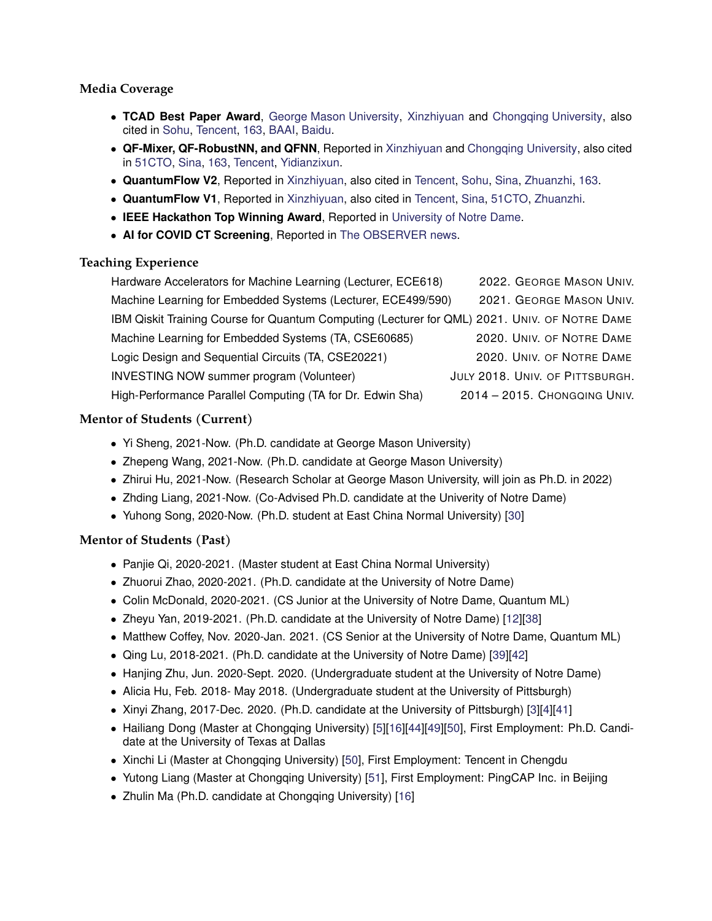### Media Coverage

- **TCAD Best Paper Award**, George Mason University, Xinzhiyuan and Chongqing University, also cited in Sohu, Tencent, 163, BAAI, Baidu.
- **QF-Mixer, QF-RobustNN, and QFNN**, Reported in Xinzhiyuan and Chongqing University, also cited in 51CTO, Sina, 163, Tencent, Yidianzixun.
- **QuantumFlow V2**, Reported in Xinzhiyuan, also cited in Tencent, Sohu, Sina, Zhuanzhi, 163.
- **QuantumFlow V1**, Reported in Xinzhiyuan, also cited in Tencent, Sina, 51CTO, Zhuanzhi.
- **IEEE Hackathon Top Winning Award**, Reported in University of Notre Dame.
- **AI for COVID CT Screening**, Reported in The OBSERVER news.

### Teaching Experience

| | |
|---|---|
| Hardware Accelerators for Machine Learning (Lecturer, ECE618) | 2022. George Mason Univ. |
| Machine Learning for Embedded Systems (Lecturer, ECE499/590) | 2021. George Mason Univ. |
| IBM Qiskit Training Course for Quantum Computing (Lecturer for QML) | 2021. Univ. of Notre Dame |
| Machine Learning for Embedded Systems (TA, CSE60685) | 2020. Univ. of Notre Dame |
| Logic Design and Sequential Circuits (TA, CSE20221) | 2020. Univ. of Notre Dame |
| INVESTING NOW summer program (Volunteer) | July 2018. Univ. of Pittsburgh. |
| High-Performance Parallel Computing (TA for Dr. Edwin Sha) | 2014 – 2015. Chongqing Univ. |

### Mentor of Students (Current)

- Yi Sheng, 2021-Now. (Ph.D. candidate at George Mason University)
- Zhepeng Wang, 2021-Now. (Ph.D. candidate at George Mason University)
- Zhirui Hu, 2021-Now. (Research Scholar at George Mason University, will join as Ph.D. in 2022)
- Zhding Liang, 2021-Now. (Co-Advised Ph.D. candidate at the Univerity of Notre Dame)
- Yuhong Song, 2020-Now. (Ph.D. student at East China Normal University) [30]

### Mentor of Students (Past)

- Panjie Qi, 2020-2021. (Master student at East China Normal University)
- Zhuorui Zhao, 2020-2021. (Ph.D. candidate at the University of Notre Dame)
- Colin McDonald, 2020-2021. (CS Junior at the University of Notre Dame, Quantum ML)
- Zheyu Yan, 2019-2021. (Ph.D. candidate at the University of Notre Dame) [12][38]
- Matthew Coffey, Nov. 2020-Jan. 2021. (CS Senior at the University of Notre Dame, Quantum ML)
- Qing Lu, 2018-2021. (Ph.D. candidate at the University of Notre Dame) [39][42]
- Hanjing Zhu, Jun. 2020-Sept. 2020. (Undergraduate student at the University of Notre Dame)
- Alicia Hu, Feb. 2018- May 2018. (Undergraduate student at the University of Pittsburgh)
- Xinyi Zhang, 2017-Dec. 2020. (Ph.D. candidate at the University of Pittsburgh) [3][4][41]
- Hailiang Dong (Master at Chongqing University) [5][16][44][49][50], First Employment: Ph.D. Candidate at the University of Texas at Dallas
- Xinchi Li (Master at Chongqing University) [50], First Employment: Tencent in Chengdu
- Yutong Liang (Master at Chongqing University) [51], First Employment: PingCAP Inc. in Beijing
- Zhulin Ma (Ph.D. candidate at Chongqing University) [16]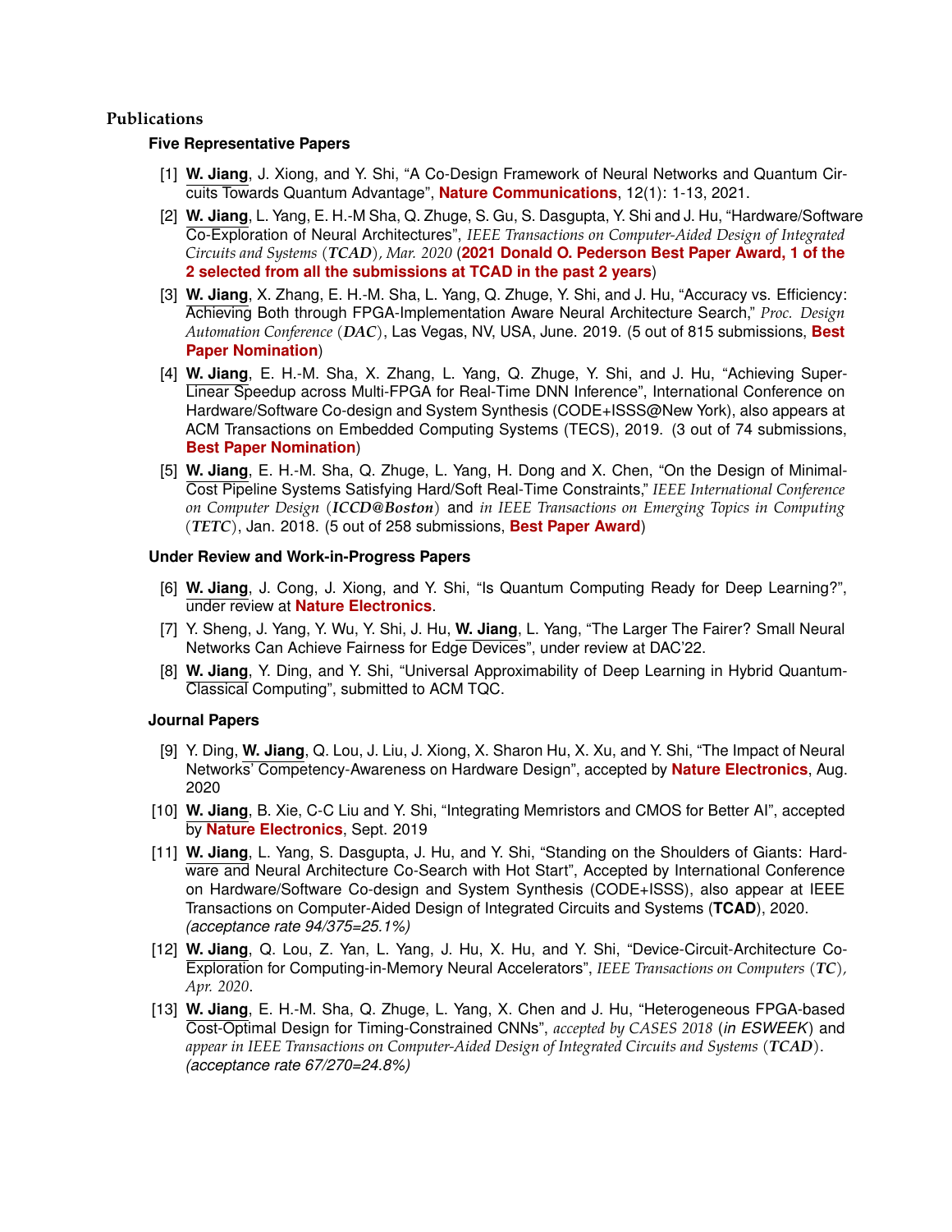## Publications

### Five Representative Papers

[1] **W. Jiang**, J. Xiong, and Y. Shi, "A Co-Design Framework of Neural Networks and Quantum Circuits Towards Quantum Advantage", **Nature Communications**, 12(1): 1-13, 2021.

[2] **W. Jiang**, L. Yang, E. H.-M Sha, Q. Zhuge, S. Gu, S. Dasgupta, Y. Shi and J. Hu, "Hardware/Software Co-Exploration of Neural Architectures", *IEEE Transactions on Computer-Aided Design of Integrated Circuits and Systems (**TCAD**), Mar. 2020* (**2021 Donald O. Pederson Best Paper Award, 1 of the 2 selected from all the submissions at TCAD in the past 2 years**)

[3] **W. Jiang**, X. Zhang, E. H.-M. Sha, L. Yang, Q. Zhuge, Y. Shi, and J. Hu, "Accuracy vs. Efficiency: Achieving Both through FPGA-Implementation Aware Neural Architecture Search," *Proc. Design Automation Conference (**DAC**)*, Las Vegas, NV, USA, June. 2019. (5 out of 815 submissions, **Best Paper Nomination**)

[4] **W. Jiang**, E. H.-M. Sha, X. Zhang, L. Yang, Q. Zhuge, Y. Shi, and J. Hu, "Achieving Super-Linear Speedup across Multi-FPGA for Real-Time DNN Inference", International Conference on Hardware/Software Co-design and System Synthesis (CODE+ISSS@New York), also appears at ACM Transactions on Embedded Computing Systems (TECS), 2019. (3 out of 74 submissions, **Best Paper Nomination**)

[5] **W. Jiang**, E. H.-M. Sha, Q. Zhuge, L. Yang, H. Dong and X. Chen, "On the Design of Minimal-Cost Pipeline Systems Satisfying Hard/Soft Real-Time Constraints," *IEEE International Conference on Computer Design (**ICCD@Boston**)* and *in IEEE Transactions on Emerging Topics in Computing (**TETC**)*, Jan. 2018. (5 out of 258 submissions, **Best Paper Award**)

### Under Review and Work-in-Progress Papers

[6] **W. Jiang**, J. Cong, J. Xiong, and Y. Shi, "Is Quantum Computing Ready for Deep Learning?", under review at **Nature Electronics**.

[7] Y. Sheng, J. Yang, Y. Wu, Y. Shi, J. Hu, **W. Jiang**, L. Yang, "The Larger The Fairer? Small Neural Networks Can Achieve Fairness for Edge Devices", under review at DAC'22.

[8] **W. Jiang**, Y. Ding, and Y. Shi, "Universal Approximability of Deep Learning in Hybrid Quantum-Classical Computing", submitted to ACM TQC.

### Journal Papers

[9] Y. Ding, **W. Jiang**, Q. Lou, J. Liu, J. Xiong, X. Sharon Hu, X. Xu, and Y. Shi, "The Impact of Neural Networks' Competency-Awareness on Hardware Design", accepted by **Nature Electronics**, Aug. 2020

[10] **W. Jiang**, B. Xie, C-C Liu and Y. Shi, "Integrating Memristors and CMOS for Better AI", accepted by **Nature Electronics**, Sept. 2019

[11] **W. Jiang**, L. Yang, S. Dasgupta, J. Hu, and Y. Shi, "Standing on the Shoulders of Giants: Hardware and Neural Architecture Co-Search with Hot Start", Accepted by International Conference on Hardware/Software Co-design and System Synthesis (CODE+ISSS), also appear at IEEE Transactions on Computer-Aided Design of Integrated Circuits and Systems (**TCAD**), 2020. *(acceptance rate 94/375=25.1%)*

[12] **W. Jiang**, Q. Lou, Z. Yan, L. Yang, J. Hu, X. Hu, and Y. Shi, "Device-Circuit-Architecture Co-Exploration for Computing-in-Memory Neural Accelerators", *IEEE Transactions on Computers (**TC**), Apr. 2020*.

[13] **W. Jiang**, E. H.-M. Sha, Q. Zhuge, L. Yang, X. Chen and J. Hu, "Heterogeneous FPGA-based Cost-Optimal Design for Timing-Constrained CNNs", *accepted by CASES 2018 (in **ESWEEK**)* and *appear in IEEE Transactions on Computer-Aided Design of Integrated Circuits and Systems (**TCAD**)*. *(acceptance rate 67/270=24.8%)*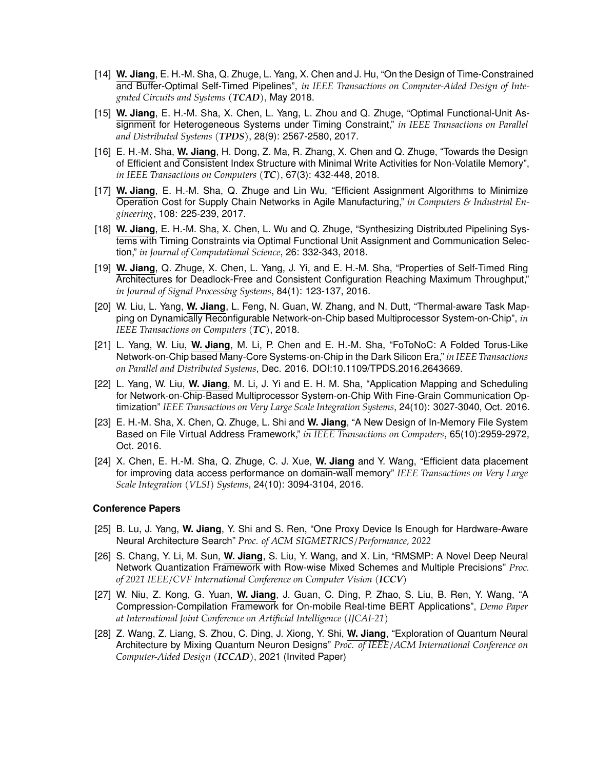[14] **W. Jiang**, E. H.-M. Sha, Q. Zhuge, L. Yang, X. Chen and J. Hu, "On the Design of Time-Constrained and Buffer-Optimal Self-Timed Pipelines", *in IEEE Transactions on Computer-Aided Design of Integrated Circuits and Systems (**TCAD**)*, May 2018.

[15] **W. Jiang**, E. H.-M. Sha, X. Chen, L. Yang, L. Zhou and Q. Zhuge, "Optimal Functional-Unit Assignment for Heterogeneous Systems under Timing Constraint," *in IEEE Transactions on Parallel and Distributed Systems (**TPDS**)*, 28(9): 2567-2580, 2017.

[16] E. H.-M. Sha, **W. Jiang**, H. Dong, Z. Ma, R. Zhang, X. Chen and Q. Zhuge, "Towards the Design of Efficient and Consistent Index Structure with Minimal Write Activities for Non-Volatile Memory", *in IEEE Transactions on Computers (**TC**)*, 67(3): 432-448, 2018.

[17] **W. Jiang**, E. H.-M. Sha, Q. Zhuge and Lin Wu, "Efficient Assignment Algorithms to Minimize Operation Cost for Supply Chain Networks in Agile Manufacturing," *in Computers & Industrial Engineering*, 108: 225-239, 2017.

[18] **W. Jiang**, E. H.-M. Sha, X. Chen, L. Wu and Q. Zhuge, "Synthesizing Distributed Pipelining Systems with Timing Constraints via Optimal Functional Unit Assignment and Communication Selection," *in Journal of Computational Science*, 26: 332-343, 2018.

[19] **W. Jiang**, Q. Zhuge, X. Chen, L. Yang, J. Yi, and E. H.-M. Sha, "Properties of Self-Timed Ring Architectures for Deadlock-Free and Consistent Configuration Reaching Maximum Throughput," *in Journal of Signal Processing Systems*, 84(1): 123-137, 2016.

[20] W. Liu, L. Yang, **W. Jiang**, L. Feng, N. Guan, W. Zhang, and N. Dutt, "Thermal-aware Task Mapping on Dynamically Reconfigurable Network-on-Chip based Multiprocessor System-on-Chip", *in IEEE Transactions on Computers (**TC**)*, 2018.

[21] L. Yang, W. Liu, **W. Jiang**, M. Li, P. Chen and E. H.-M. Sha, "FoToNoC: A Folded Torus-Like Network-on-Chip based Many-Core Systems-on-Chip in the Dark Silicon Era," *in IEEE Transactions on Parallel and Distributed Systems*, Dec. 2016. DOI:10.1109/TPDS.2016.2643669.

[22] L. Yang, W. Liu, **W. Jiang**, M. Li, J. Yi and E. H. M. Sha, "Application Mapping and Scheduling for Network-on-Chip-Based Multiprocessor System-on-Chip With Fine-Grain Communication Optimization" *IEEE Transactions on Very Large Scale Integration Systems*, 24(10): 3027-3040, Oct. 2016.

[23] E. H.-M. Sha, X. Chen, Q. Zhuge, L. Shi and **W. Jiang**, "A New Design of In-Memory File System Based on File Virtual Address Framework," *in IEEE Transactions on Computers*, 65(10):2959-2972, Oct. 2016.

[24] X. Chen, E. H.-M. Sha, Q. Zhuge, C. J. Xue, **W. Jiang** and Y. Wang, "Efficient data placement for improving data access performance on domain-wall memory" *IEEE Transactions on Very Large Scale Integration (VLSI) Systems*, 24(10): 3094-3104, 2016.

### Conference Papers

[25] B. Lu, J. Yang, **W. Jiang**, Y. Shi and S. Ren, "One Proxy Device Is Enough for Hardware-Aware Neural Architecture Search" *Proc. of ACM SIGMETRICS/Performance, 2022*

[26] S. Chang, Y. Li, M. Sun, **W. Jiang**, S. Liu, Y. Wang, and X. Lin, "RMSMP: A Novel Deep Neural Network Quantization Framework with Row-wise Mixed Schemes and Multiple Precisions" *Proc. of 2021 IEEE/CVF International Conference on Computer Vision (**ICCV**)*

[27] W. Niu, Z. Kong, G. Yuan, **W. Jiang**, J. Guan, C. Ding, P. Zhao, S. Liu, B. Ren, Y. Wang, "A Compression-Compilation Framework for On-mobile Real-time BERT Applications", *Demo Paper at International Joint Conference on Artificial Intelligence (IJCAI-21)*

[28] Z. Wang, Z. Liang, S. Zhou, C. Ding, J. Xiong, Y. Shi, **W. Jiang**, "Exploration of Quantum Neural Architecture by Mixing Quantum Neuron Designs" *Proc. of IEEE/ACM International Conference on Computer-Aided Design (**ICCAD**)*, 2021 (Invited Paper)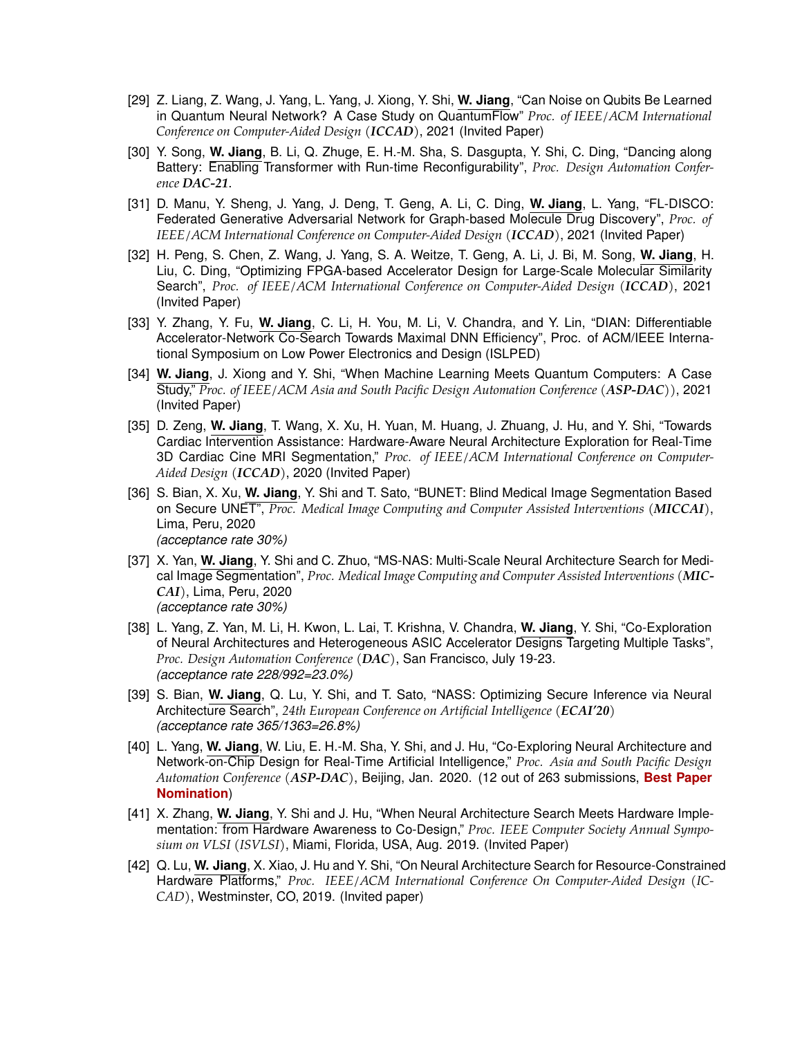[29] Z. Liang, Z. Wang, J. Yang, L. Yang, J. Xiong, Y. Shi, **W. Jiang**, "Can Noise on Qubits Be Learned in Quantum Neural Network? A Case Study on QuantumFlow" *Proc. of IEEE/ACM International Conference on Computer-Aided Design* (***ICCAD***), 2021 (Invited Paper)

[30] Y. Song, **W. Jiang**, B. Li, Q. Zhuge, E. H.-M. Sha, S. Dasgupta, Y. Shi, C. Ding, "Dancing along Battery: Enabling Transformer with Run-time Reconfigurability", *Proc. Design Automation Conference* ***DAC-21***.

[31] D. Manu, Y. Sheng, J. Yang, J. Deng, T. Geng, A. Li, C. Ding, **W. Jiang**, L. Yang, "FL-DISCO: Federated Generative Adversarial Network for Graph-based Molecule Drug Discovery", *Proc. of IEEE/ACM International Conference on Computer-Aided Design* (***ICCAD***), 2021 (Invited Paper)

[32] H. Peng, S. Chen, Z. Wang, J. Yang, S. A. Weitze, T. Geng, A. Li, J. Bi, M. Song, **W. Jiang**, H. Liu, C. Ding, "Optimizing FPGA-based Accelerator Design for Large-Scale Molecular Similarity Search", *Proc. of IEEE/ACM International Conference on Computer-Aided Design* (***ICCAD***), 2021 (Invited Paper)

[33] Y. Zhang, Y. Fu, **W. Jiang**, C. Li, H. You, M. Li, V. Chandra, and Y. Lin, "DIAN: Differentiable Accelerator-Network Co-Search Towards Maximal DNN Efficiency", Proc. of ACM/IEEE International Symposium on Low Power Electronics and Design (ISLPED)

[34] **W. Jiang**, J. Xiong and Y. Shi, "When Machine Learning Meets Quantum Computers: A Case Study," *Proc. of IEEE/ACM Asia and South Pacific Design Automation Conference* (***ASP-DAC***)), 2021 (Invited Paper)

[35] D. Zeng, **W. Jiang**, T. Wang, X. Xu, H. Yuan, M. Huang, J. Zhuang, J. Hu, and Y. Shi, "Towards Cardiac Intervention Assistance: Hardware-Aware Neural Architecture Exploration for Real-Time 3D Cardiac Cine MRI Segmentation," *Proc. of IEEE/ACM International Conference on Computer-Aided Design* (***ICCAD***), 2020 (Invited Paper)

[36] S. Bian, X. Xu, **W. Jiang**, Y. Shi and T. Sato, "BUNET: Blind Medical Image Segmentation Based on Secure UNET", *Proc. Medical Image Computing and Computer Assisted Interventions* (***MICCAI***), Lima, Peru, 2020
*(acceptance rate 30%)*

[37] X. Yan, **W. Jiang**, Y. Shi and C. Zhuo, "MS-NAS: Multi-Scale Neural Architecture Search for Medical Image Segmentation", *Proc. Medical Image Computing and Computer Assisted Interventions* (***MICCAI***), Lima, Peru, 2020
*(acceptance rate 30%)*

[38] L. Yang, Z. Yan, M. Li, H. Kwon, L. Lai, T. Krishna, V. Chandra, **W. Jiang**, Y. Shi, "Co-Exploration of Neural Architectures and Heterogeneous ASIC Accelerator Designs Targeting Multiple Tasks", *Proc. Design Automation Conference* (***DAC***), San Francisco, July 19-23.
*(acceptance rate 228/992=23.0%)*

[39] S. Bian, **W. Jiang**, Q. Lu, Y. Shi, and T. Sato, "NASS: Optimizing Secure Inference via Neural Architecture Search", *24th European Conference on Artificial Intelligence* (***ECAI'20***)
*(acceptance rate 365/1363=26.8%)*

[40] L. Yang, **W. Jiang**, W. Liu, E. H.-M. Sha, Y. Shi, and J. Hu, "Co-Exploring Neural Architecture and Network-on-Chip Design for Real-Time Artificial Intelligence," *Proc. Asia and South Pacific Design Automation Conference* (***ASP-DAC***), Beijing, Jan. 2020. (12 out of 263 submissions, **Best Paper Nomination**)

[41] X. Zhang, **W. Jiang**, Y. Shi and J. Hu, "When Neural Architecture Search Meets Hardware Implementation: from Hardware Awareness to Co-Design," *Proc. IEEE Computer Society Annual Symposium on VLSI* (*ISVLSI*), Miami, Florida, USA, Aug. 2019. (Invited Paper)

[42] Q. Lu, **W. Jiang**, X. Xiao, J. Hu and Y. Shi, "On Neural Architecture Search for Resource-Constrained Hardware Platforms," *Proc. IEEE/ACM International Conference On Computer-Aided Design* (*ICCAD*), Westminster, CO, 2019. (Invited paper)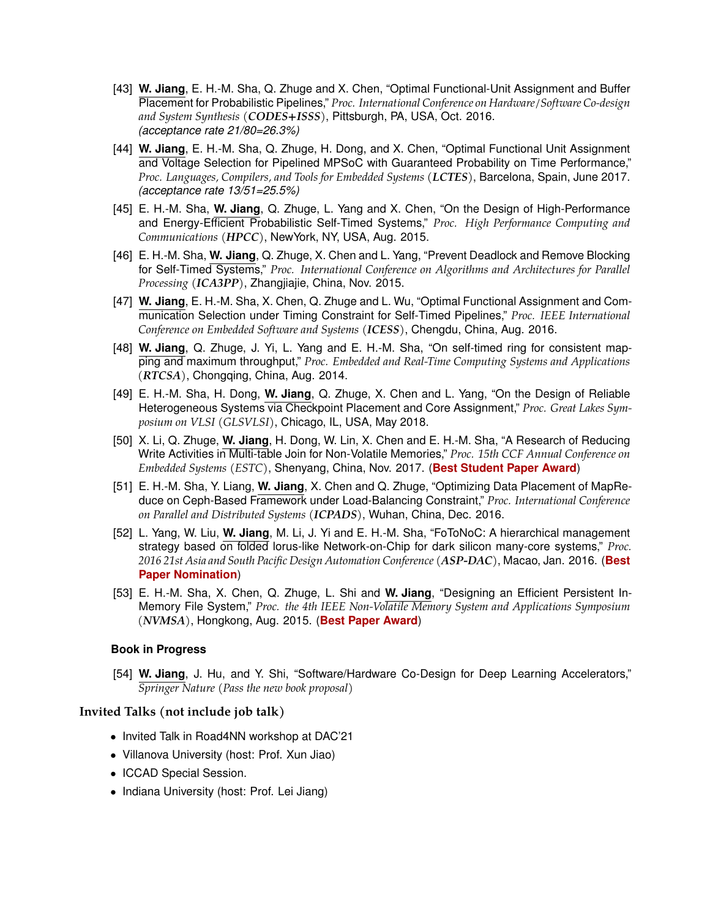[43] **W. Jiang**, E. H.-M. Sha, Q. Zhuge and X. Chen, "Optimal Functional-Unit Assignment and Buffer Placement for Probabilistic Pipelines," *Proc. International Conference on Hardware/Software Co-design and System Synthesis* (***CODES+ISSS***), Pittsburgh, PA, USA, Oct. 2016. *(acceptance rate 21/80=26.3%)*

[44] **W. Jiang**, E. H.-M. Sha, Q. Zhuge, H. Dong, and X. Chen, "Optimal Functional Unit Assignment and Voltage Selection for Pipelined MPSoC with Guaranteed Probability on Time Performance," *Proc. Languages, Compilers, and Tools for Embedded Systems* (***LCTES***), Barcelona, Spain, June 2017. *(acceptance rate 13/51=25.5%)*

[45] E. H.-M. Sha, **W. Jiang**, Q. Zhuge, L. Yang and X. Chen, "On the Design of High-Performance and Energy-Efficient Probabilistic Self-Timed Systems," *Proc. High Performance Computing and Communications* (***HPCC***), NewYork, NY, USA, Aug. 2015.

[46] E. H.-M. Sha, **W. Jiang**, Q. Zhuge, X. Chen and L. Yang, "Prevent Deadlock and Remove Blocking for Self-Timed Systems," *Proc. International Conference on Algorithms and Architectures for Parallel Processing* (***ICA3PP***), Zhangjiajie, China, Nov. 2015.

[47] **W. Jiang**, E. H.-M. Sha, X. Chen, Q. Zhuge and L. Wu, "Optimal Functional Assignment and Communication Selection under Timing Constraint for Self-Timed Pipelines," *Proc. IEEE International Conference on Embedded Software and Systems* (***ICESS***), Chengdu, China, Aug. 2016.

[48] **W. Jiang**, Q. Zhuge, J. Yi, L. Yang and E. H.-M. Sha, "On self-timed ring for consistent mapping and maximum throughput," *Proc. Embedded and Real-Time Computing Systems and Applications* (***RTCSA***), Chongqing, China, Aug. 2014.

[49] E. H.-M. Sha, H. Dong, **W. Jiang**, Q. Zhuge, X. Chen and L. Yang, "On the Design of Reliable Heterogeneous Systems via Checkpoint Placement and Core Assignment," *Proc. Great Lakes Symposium on VLSI* (*GLSVLSI*), Chicago, IL, USA, May 2018.

[50] X. Li, Q. Zhuge, **W. Jiang**, H. Dong, W. Lin, X. Chen and E. H.-M. Sha, "A Research of Reducing Write Activities in Multi-table Join for Non-Volatile Memories," *Proc. 15th CCF Annual Conference on Embedded Systems* (*ESTC*), Shenyang, China, Nov. 2017. (**Best Student Paper Award**)

[51] E. H.-M. Sha, Y. Liang, **W. Jiang**, X. Chen and Q. Zhuge, "Optimizing Data Placement of MapReduce on Ceph-Based Framework under Load-Balancing Constraint," *Proc. International Conference on Parallel and Distributed Systems* (***ICPADS***), Wuhan, China, Dec. 2016.

[52] L. Yang, W. Liu, **W. Jiang**, M. Li, J. Yi and E. H.-M. Sha, "FoToNoC: A hierarchical management strategy based on folded lorus-like Network-on-Chip for dark silicon many-core systems," *Proc. 2016 21st Asia and South Pacific Design Automation Conference* (***ASP-DAC***), Macao, Jan. 2016. (**Best Paper Nomination**)

[53] E. H.-M. Sha, X. Chen, Q. Zhuge, L. Shi and **W. Jiang**, "Designing an Efficient Persistent In-Memory File System," *Proc. the 4th IEEE Non-Volatile Memory System and Applications Symposium* (***NVMSA***), Hongkong, Aug. 2015. (**Best Paper Award**)

### Book in Progress

[54] **W. Jiang**, J. Hu, and Y. Shi, "Software/Hardware Co-Design for Deep Learning Accelerators," *Springer Nature* (*Pass the new book proposal*)

## Invited Talks (not include job talk)

- Invited Talk in Road4NN workshop at DAC'21
- Villanova University (host: Prof. Xun Jiao)
- ICCAD Special Session.
- Indiana University (host: Prof. Lei Jiang)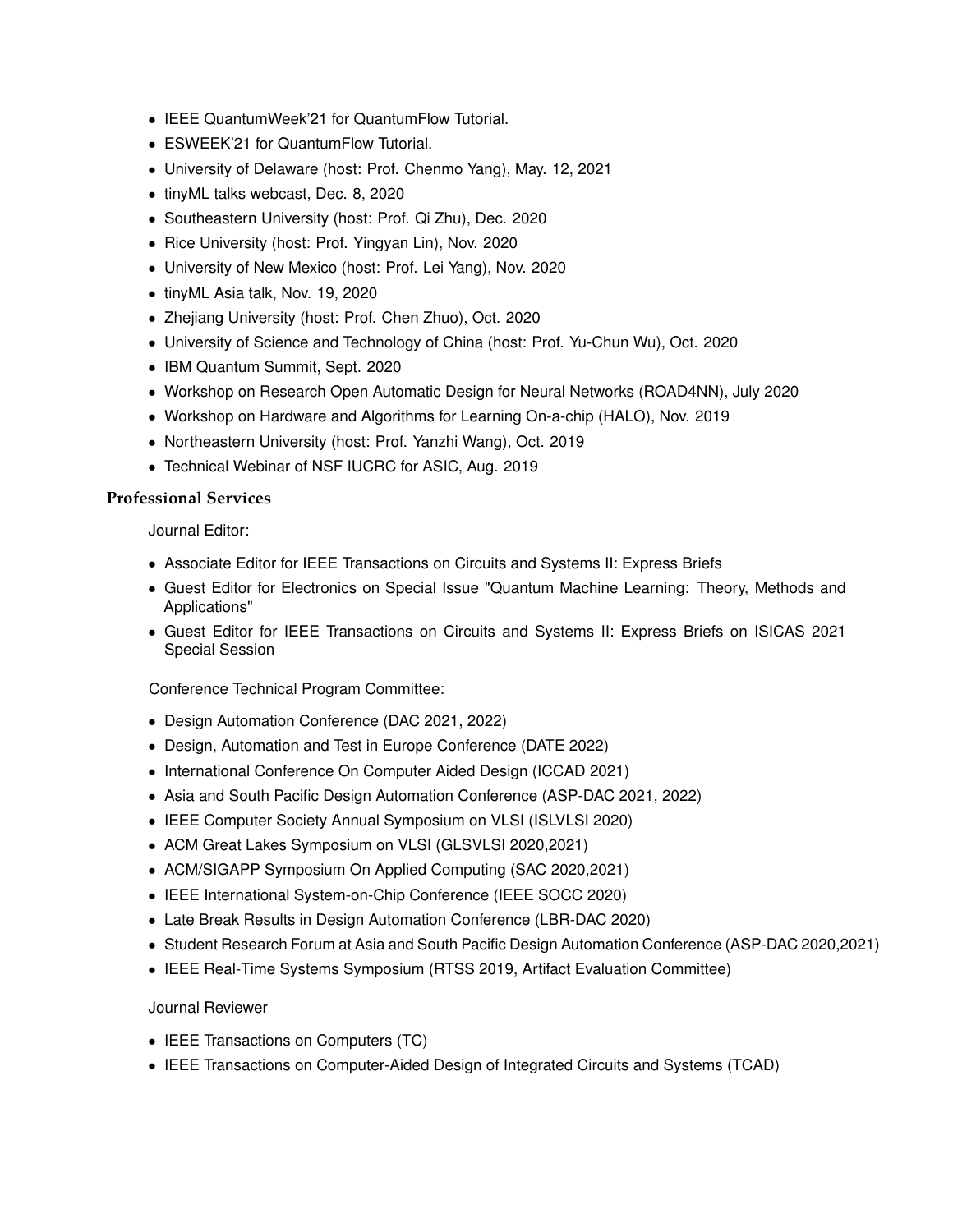- IEEE QuantumWeek'21 for QuantumFlow Tutorial.
- ESWEEK'21 for QuantumFlow Tutorial.
- University of Delaware (host: Prof. Chenmo Yang), May. 12, 2021
- tinyML talks webcast, Dec. 8, 2020
- Southeastern University (host: Prof. Qi Zhu), Dec. 2020
- Rice University (host: Prof. Yingyan Lin), Nov. 2020
- University of New Mexico (host: Prof. Lei Yang), Nov. 2020
- tinyML Asia talk, Nov. 19, 2020
- Zhejiang University (host: Prof. Chen Zhuo), Oct. 2020
- University of Science and Technology of China (host: Prof. Yu-Chun Wu), Oct. 2020
- IBM Quantum Summit, Sept. 2020
- Workshop on Research Open Automatic Design for Neural Networks (ROAD4NN), July 2020
- Workshop on Hardware and Algorithms for Learning On-a-chip (HALO), Nov. 2019
- Northeastern University (host: Prof. Yanzhi Wang), Oct. 2019
- Technical Webinar of NSF IUCRC for ASIC, Aug. 2019

## Professional Services

Journal Editor:

- Associate Editor for IEEE Transactions on Circuits and Systems II: Express Briefs
- Guest Editor for Electronics on Special Issue "Quantum Machine Learning: Theory, Methods and Applications"
- Guest Editor for IEEE Transactions on Circuits and Systems II: Express Briefs on ISICAS 2021 Special Session

Conference Technical Program Committee:

- Design Automation Conference (DAC 2021, 2022)
- Design, Automation and Test in Europe Conference (DATE 2022)
- International Conference On Computer Aided Design (ICCAD 2021)
- Asia and South Pacific Design Automation Conference (ASP-DAC 2021, 2022)
- IEEE Computer Society Annual Symposium on VLSI (ISLVLSI 2020)
- ACM Great Lakes Symposium on VLSI (GLSVLSI 2020,2021)
- ACM/SIGAPP Symposium On Applied Computing (SAC 2020,2021)
- IEEE International System-on-Chip Conference (IEEE SOCC 2020)
- Late Break Results in Design Automation Conference (LBR-DAC 2020)
- Student Research Forum at Asia and South Pacific Design Automation Conference (ASP-DAC 2020,2021)
- IEEE Real-Time Systems Symposium (RTSS 2019, Artifact Evaluation Committee)

Journal Reviewer

- IEEE Transactions on Computers (TC)
- IEEE Transactions on Computer-Aided Design of Integrated Circuits and Systems (TCAD)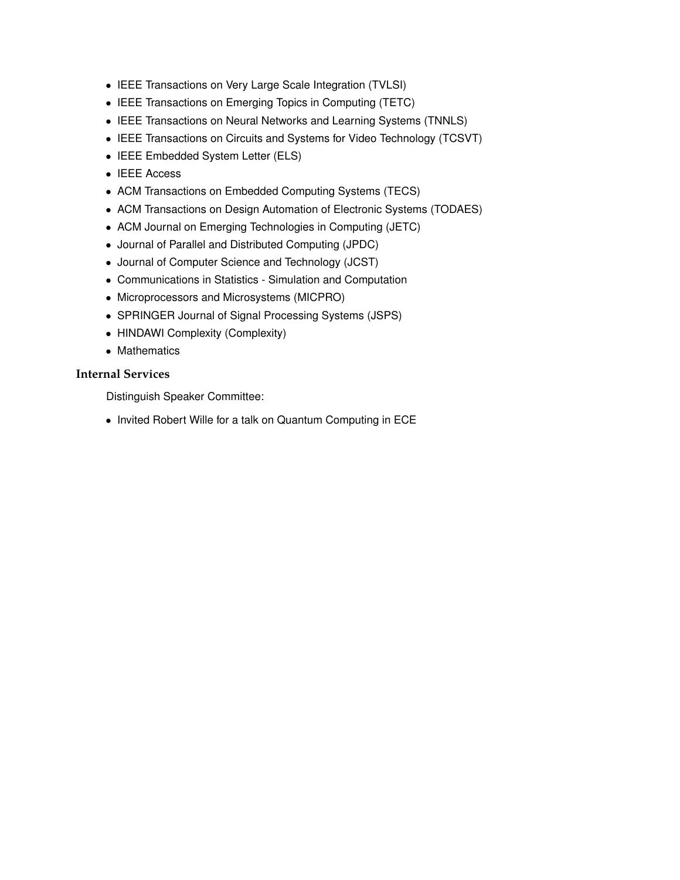- IEEE Transactions on Very Large Scale Integration (TVLSI)
- IEEE Transactions on Emerging Topics in Computing (TETC)
- IEEE Transactions on Neural Networks and Learning Systems (TNNLS)
- IEEE Transactions on Circuits and Systems for Video Technology (TCSVT)
- IEEE Embedded System Letter (ELS)
- IEEE Access
- ACM Transactions on Embedded Computing Systems (TECS)
- ACM Transactions on Design Automation of Electronic Systems (TODAES)
- ACM Journal on Emerging Technologies in Computing (JETC)
- Journal of Parallel and Distributed Computing (JPDC)
- Journal of Computer Science and Technology (JCST)
- Communications in Statistics - Simulation and Computation
- Microprocessors and Microsystems (MICPRO)
- SPRINGER Journal of Signal Processing Systems (JSPS)
- HINDAWI Complexity (Complexity)
- Mathematics

### Internal Services

Distinguish Speaker Committee:

- Invited Robert Wille for a talk on Quantum Computing in ECE